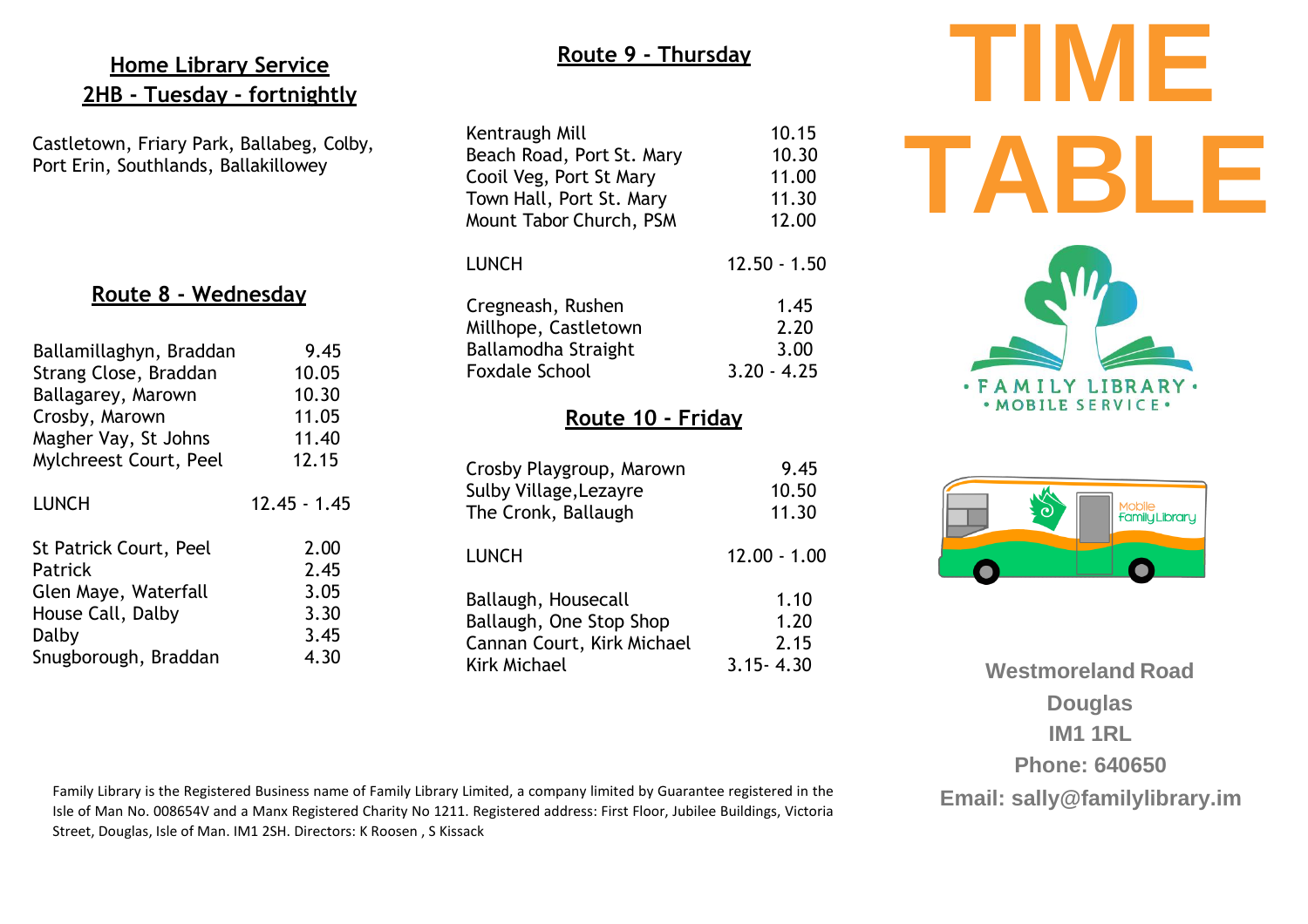## Home Library Service
## 2HB - Tuesday - fortnightly

Castletown, Friary Park, Ballabeg, Colby, Port Erin, Southlands, Ballakillowey

## Route 8 - Wednesday

| | |
|---|---|
| Ballamillaghyn, Braddan | 9.45 |
| Strang Close, Braddan | 10.05 |
| Ballagarey, Marown | 10.30 |
| Crosby, Marown | 11.05 |
| Magher Vay, St Johns | 11.40 |
| Mylchreest Court, Peel | 12.15 |
| LUNCH | 12.45 - 1.45 |
| St Patrick Court, Peel | 2.00 |
| Patrick | 2.45 |
| Glen Maye, Waterfall | 3.05 |
| House Call, Dalby | 3.30 |
| Dalby | 3.45 |
| Snugborough, Braddan | 4.30 |

## Route 9 - Thursday

| | |
|---|---|
| Kentraugh Mill | 10.15 |
| Beach Road, Port St. Mary | 10.30 |
| Cooil Veg, Port St Mary | 11.00 |
| Town Hall, Port St. Mary | 11.30 |
| Mount Tabor Church, PSM | 12.00 |
| LUNCH | 12.50 - 1.50 |
| Cregneash, Rushen | 1.45 |
| Millhope, Castletown | 2.20 |
| Ballamodha Straight | 3.00 |
| Foxdale School | 3.20 - 4.25 |

## Route 10 - Friday

| | |
|---|---|
| Crosby Playgroup, Marown | 9.45 |
| Sulby Village,Lezayre | 10.50 |
| The Cronk, Ballaugh | 11.30 |
| LUNCH | 12.00 - 1.00 |
| Ballaugh, Housecall | 1.10 |
| Ballaugh, One Stop Shop | 1.20 |
| Cannan Court, Kirk Michael | 2.15 |
| Kirk Michael | 3.15- 4.30 |

# TIME TABLE

• FAMILY LIBRARY •
• MOBILE SERVICE •

Mobile Family Library

**Westmoreland Road**
**Douglas**
**IM1 1RL**
**Phone: 640650**
**Email: sally@familylibrary.im**

Family Library is the Registered Business name of Family Library Limited, a company limited by Guarantee registered in the Isle of Man No. 008654V and a Manx Registered Charity No 1211. Registered address: First Floor, Jubilee Buildings, Victoria Street, Douglas, Isle of Man. IM1 2SH. Directors: K Roosen , S Kissack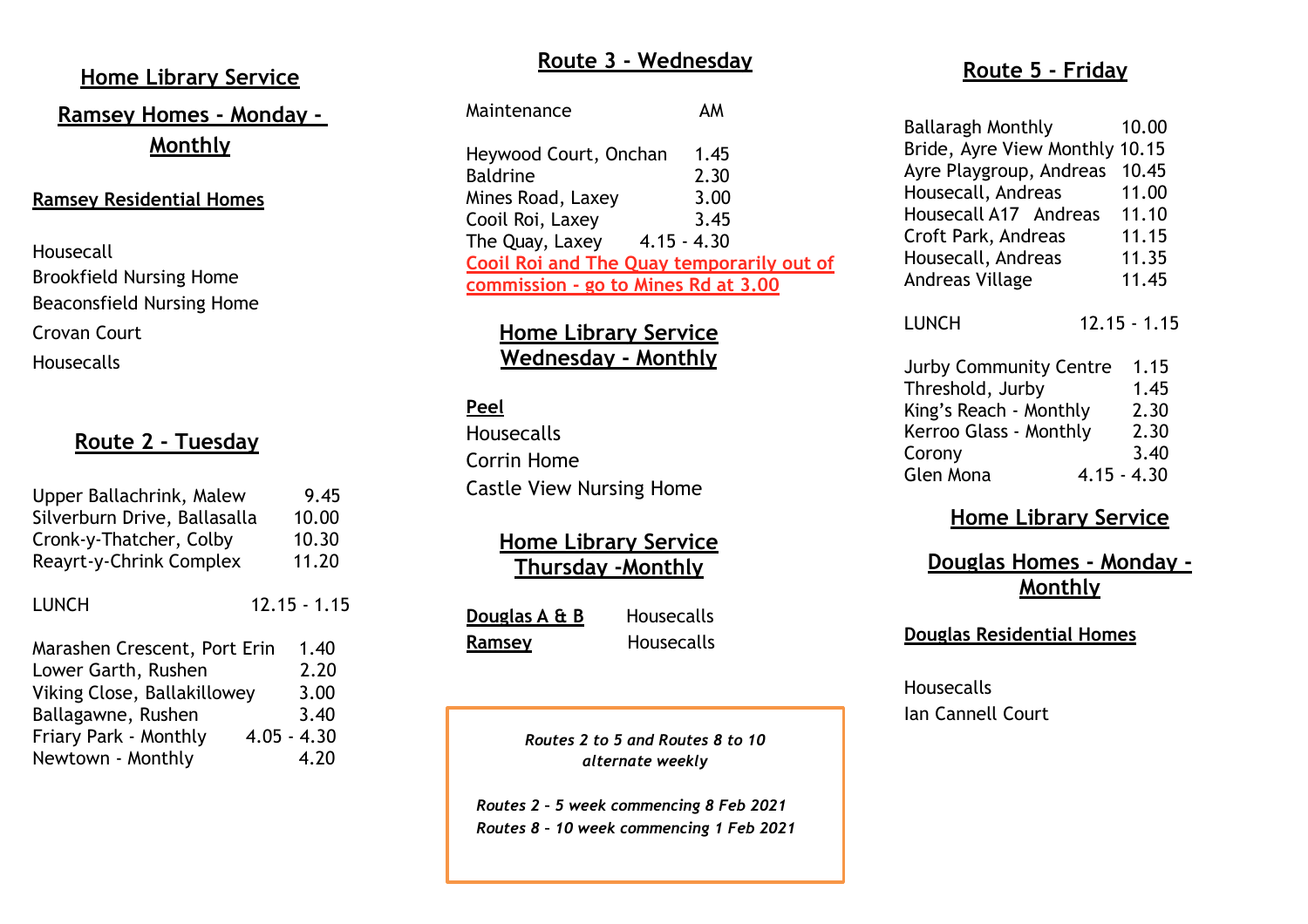## Home Library Service

## Ramsey Homes - Monday - Monthly

**Ramsey Residential Homes**

Housecall
Brookfield Nursing Home
Beaconsfield Nursing Home
Crovan Court
Housecalls

## Route 2 - Tuesday

| | |
|---|---|
| Upper Ballachrink, Malew | 9.45 |
| Silverburn Drive, Ballasalla | 10.00 |
| Cronk-y-Thatcher, Colby | 10.30 |
| Reayrt-y-Chrink Complex | 11.20 |
| LUNCH | 12.15 - 1.15 |
| Marashen Crescent, Port Erin | 1.40 |
| Lower Garth, Rushen | 2.20 |
| Viking Close, Ballakillowey | 3.00 |
| Ballagawne, Rushen | 3.40 |
| Friary Park - Monthly | 4.05 - 4.30 |
| Newtown - Monthly | 4.20 |

## Route 3 - Wednesday

| | |
|---|---|
| Maintenance | AM |
| Heywood Court, Onchan | 1.45 |
| Baldrine | 2.30 |
| Mines Road, Laxey | 3.00 |
| Cooil Roi, Laxey | 3.45 |
| The Quay, Laxey | 4.15 - 4.30 |

**Cooil Roi and The Quay temporarily out of commission - go to Mines Rd at 3.00**

## Home Library Service Wednesday - Monthly

**Peel**
Housecalls
Corrin Home
Castle View Nursing Home

## Home Library Service Thursday -Monthly

| | |
|---|---|
| **Douglas A & B** | Housecalls |
| **Ramsey** | Housecalls |

*Routes 2 to 5 and Routes 8 to 10 alternate weekly*

*Routes 2 – 5 week commencing 8 Feb 2021*
*Routes 8 – 10 week commencing 1 Feb 2021*

## Route 5 - Friday

| | |
|---|---|
| Ballaragh Monthly | 10.00 |
| Bride, Ayre View Monthly | 10.15 |
| Ayre Playgroup, Andreas | 10.45 |
| Housecall, Andreas | 11.00 |
| Housecall A17 Andreas | 11.10 |
| Croft Park, Andreas | 11.15 |
| Housecall, Andreas | 11.35 |
| Andreas Village | 11.45 |
| LUNCH | 12.15 - 1.15 |
| Jurby Community Centre | 1.15 |
| Threshold, Jurby | 1.45 |
| King's Reach - Monthly | 2.30 |
| Kerroo Glass - Monthly | 2.30 |
| Corony | 3.40 |
| Glen Mona | 4.15 - 4.30 |

## Home Library Service

## Douglas Homes - Monday - Monthly

**Douglas Residential Homes**

Housecalls
Ian Cannell Court